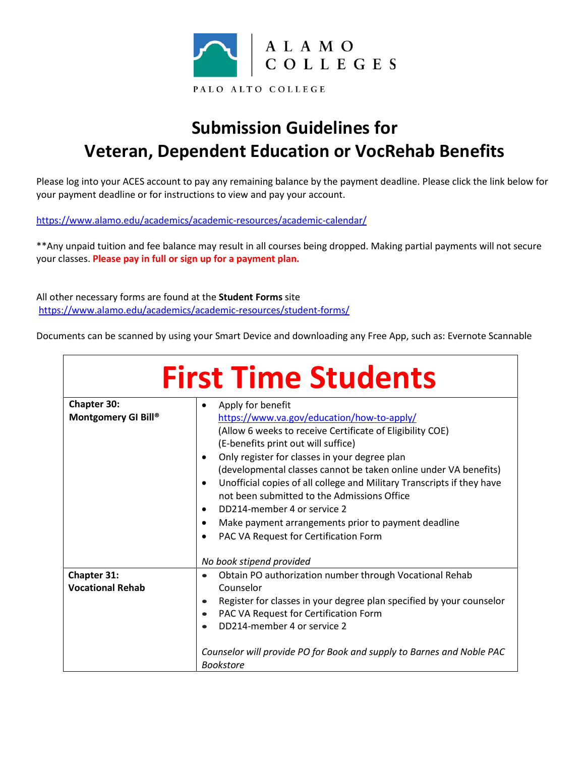ALAMO COLLEGES

PALO ALTO COLLEGE

# Submission Guidelines for Veteran, Dependent Education or VocRehab Benefits

Please log into your ACES account to pay any remaining balance by the payment deadline. Please click the link below for your payment deadline or for instructions to view and pay your account.

https://www.alamo.edu/academics/academic-resources/academic-calendar/

**Any unpaid tuition and fee balance may result in all courses being dropped. Making partial payments will not secure your classes. **Please pay in full or sign up for a payment plan.**

All other necessary forms are found at the **Student Forms** site https://www.alamo.edu/academics/academic-resources/student-forms/

Documents can be scanned by using your Smart Device and downloading any Free App, such as: Evernote Scannable

| First Time Students | |
|---|---|
| **Chapter 30: Montgomery GI Bill®** | • Apply for benefit https://www.va.gov/education/how-to-apply/ (Allow 6 weeks to receive Certificate of Eligibility COE) (E-benefits print out will suffice)<br>• Only register for classes in your degree plan (developmental classes cannot be taken online under VA benefits)<br>• Unofficial copies of all college and Military Transcripts if they have not been submitted to the Admissions Office<br>• DD214-member 4 or service 2<br>• Make payment arrangements prior to payment deadline<br>• PAC VA Request for Certification Form<br><br>*No book stipend provided* |
| **Chapter 31: Vocational Rehab** | • Obtain PO authorization number through Vocational Rehab Counselor<br>• Register for classes in your degree plan specified by your counselor<br>• PAC VA Request for Certification Form<br>• DD214-member 4 or service 2<br><br>*Counselor will provide PO for Book and supply to Barnes and Noble PAC Bookstore* |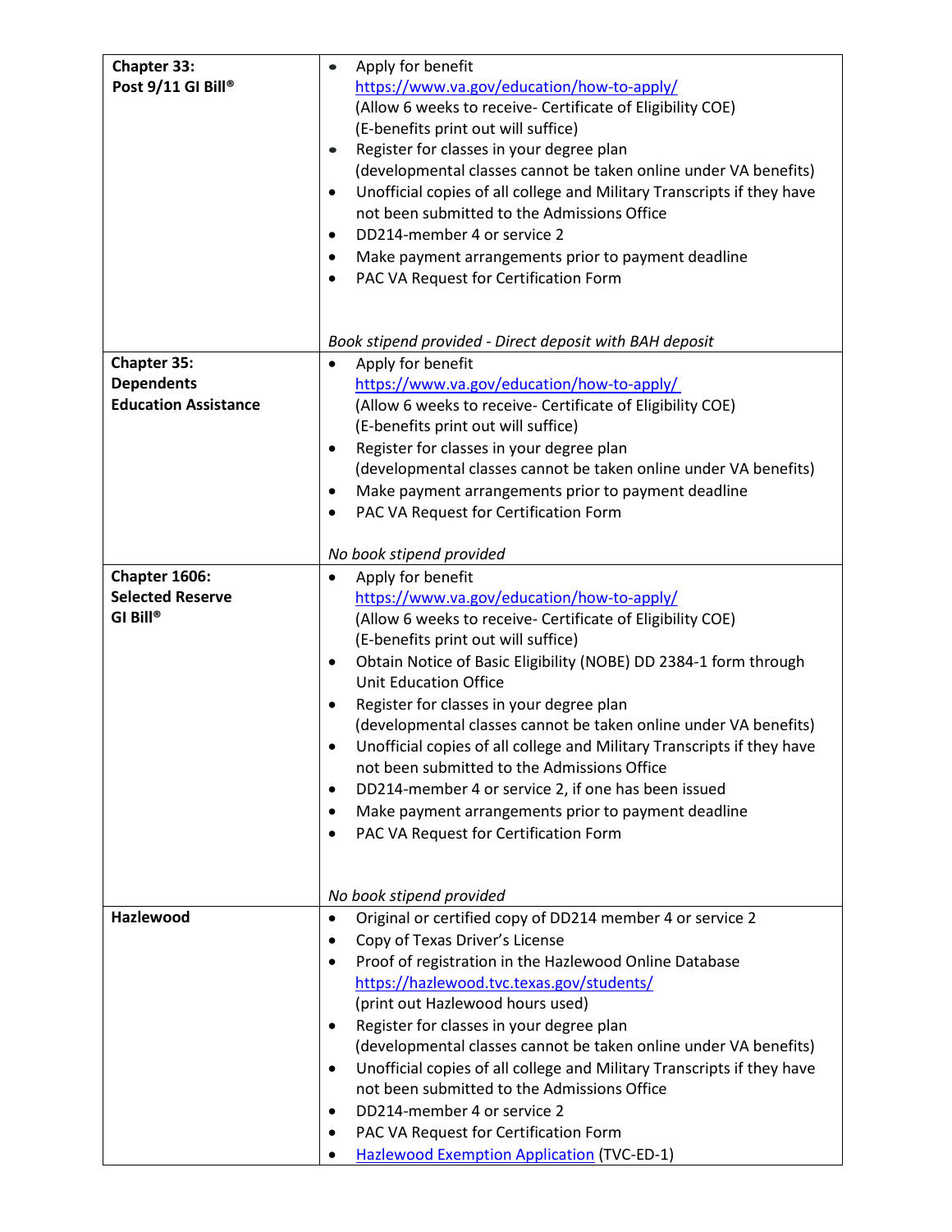| | |
|---|---|
| **Chapter 33: Post 9/11 GI Bill®** | • Apply for benefit [https://www.va.gov/education/how-to-apply/](https://www.va.gov/education/how-to-apply/) (Allow 6 weeks to receive- Certificate of Eligibility COE) (E-benefits print out will suffice)<br>• Register for classes in your degree plan (developmental classes cannot be taken online under VA benefits)<br>• Unofficial copies of all college and Military Transcripts if they have not been submitted to the Admissions Office<br>• DD214-member 4 or service 2<br>• Make payment arrangements prior to payment deadline<br>• PAC VA Request for Certification Form<br><br>*Book stipend provided - Direct deposit with BAH deposit* |
| **Chapter 35: Dependents Education Assistance** | • Apply for benefit [https://www.va.gov/education/how-to-apply/](https://www.va.gov/education/how-to-apply/) (Allow 6 weeks to receive- Certificate of Eligibility COE) (E-benefits print out will suffice)<br>• Register for classes in your degree plan (developmental classes cannot be taken online under VA benefits)<br>• Make payment arrangements prior to payment deadline<br>• PAC VA Request for Certification Form<br><br>*No book stipend provided* |
| **Chapter 1606: Selected Reserve GI Bill®** | • Apply for benefit [https://www.va.gov/education/how-to-apply/](https://www.va.gov/education/how-to-apply/) (Allow 6 weeks to receive- Certificate of Eligibility COE) (E-benefits print out will suffice)<br>• Obtain Notice of Basic Eligibility (NOBE) DD 2384-1 form through Unit Education Office<br>• Register for classes in your degree plan (developmental classes cannot be taken online under VA benefits)<br>• Unofficial copies of all college and Military Transcripts if they have not been submitted to the Admissions Office<br>• DD214-member 4 or service 2, if one has been issued<br>• Make payment arrangements prior to payment deadline<br>• PAC VA Request for Certification Form<br><br>*No book stipend provided* |
| **Hazlewood** | • Original or certified copy of DD214 member 4 or service 2<br>• Copy of Texas Driver's License<br>• Proof of registration in the Hazlewood Online Database [https://hazlewood.tvc.texas.gov/students/](https://hazlewood.tvc.texas.gov/students/) (print out Hazlewood hours used)<br>• Register for classes in your degree plan (developmental classes cannot be taken online under VA benefits)<br>• Unofficial copies of all college and Military Transcripts if they have not been submitted to the Admissions Office<br>• DD214-member 4 or service 2<br>• PAC VA Request for Certification Form<br>• Hazlewood Exemption Application (TVC-ED-1) |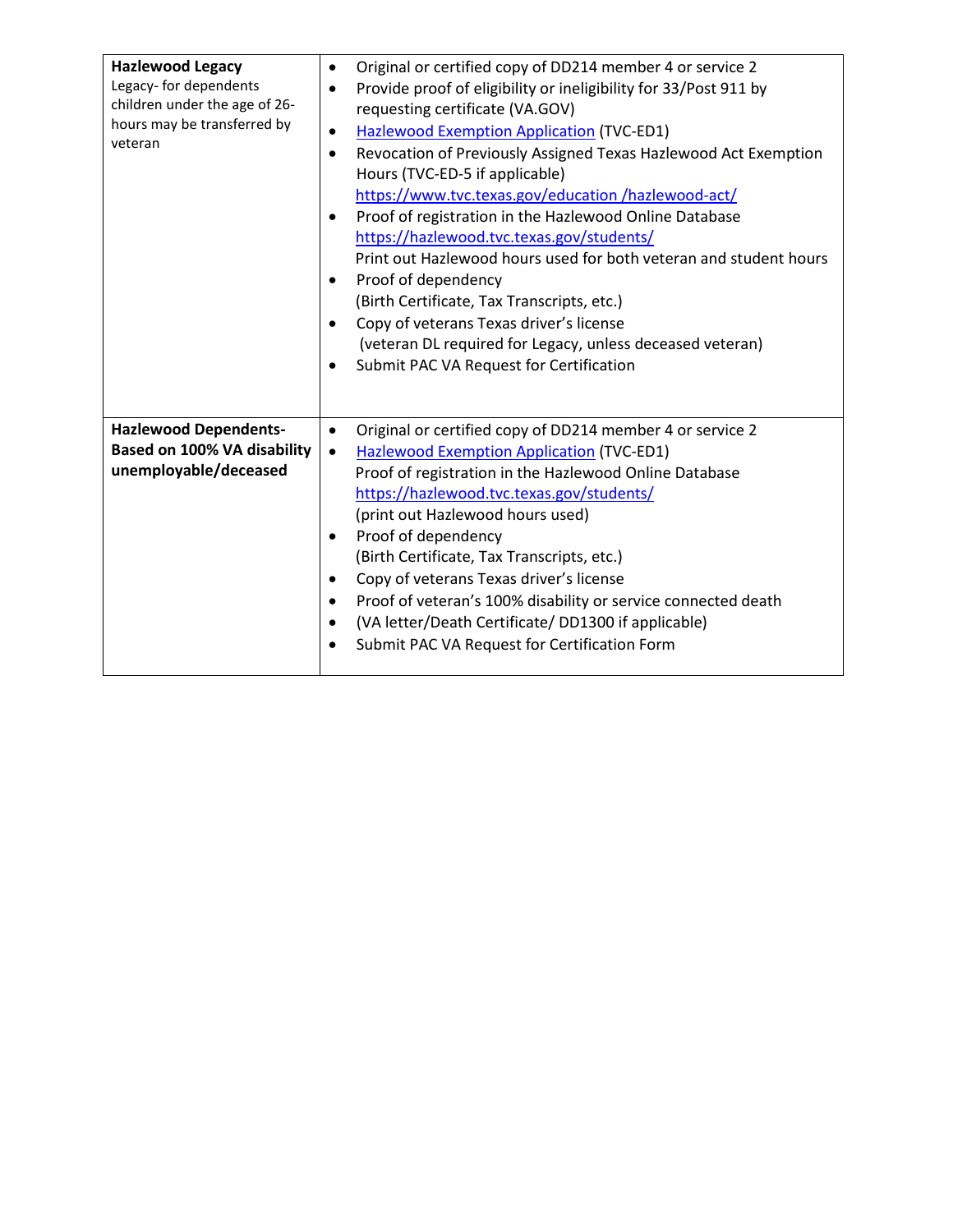| Hazlewood Type | Requirements |
| --- | --- |
| **Hazlewood Legacy**<br>Legacy- for dependents children under the age of 26- hours may be transferred by veteran | • Original or certified copy of DD214 member 4 or service 2<br>• Provide proof of eligibility or ineligibility for 33/Post 911 by requesting certificate (VA.GOV)<br>• Hazlewood Exemption Application (TVC-ED1)<br>• Revocation of Previously Assigned Texas Hazlewood Act Exemption Hours (TVC-ED-5 if applicable) https://www.tvc.texas.gov/education /hazlewood-act/<br>• Proof of registration in the Hazlewood Online Database https://hazlewood.tvc.texas.gov/students/ Print out Hazlewood hours used for both veteran and student hours<br>• Proof of dependency (Birth Certificate, Tax Transcripts, etc.)<br>• Copy of veterans Texas driver's license (veteran DL required for Legacy, unless deceased veteran)<br>• Submit PAC VA Request for Certification |
| **Hazlewood Dependents- Based on 100% VA disability unemployable/deceased** | • Original or certified copy of DD214 member 4 or service 2<br>• Hazlewood Exemption Application (TVC-ED1) Proof of registration in the Hazlewood Online Database https://hazlewood.tvc.texas.gov/students/ (print out Hazlewood hours used)<br>• Proof of dependency (Birth Certificate, Tax Transcripts, etc.)<br>• Copy of veterans Texas driver's license<br>• Proof of veteran's 100% disability or service connected death<br>• (VA letter/Death Certificate/ DD1300 if applicable)<br>• Submit PAC VA Request for Certification Form |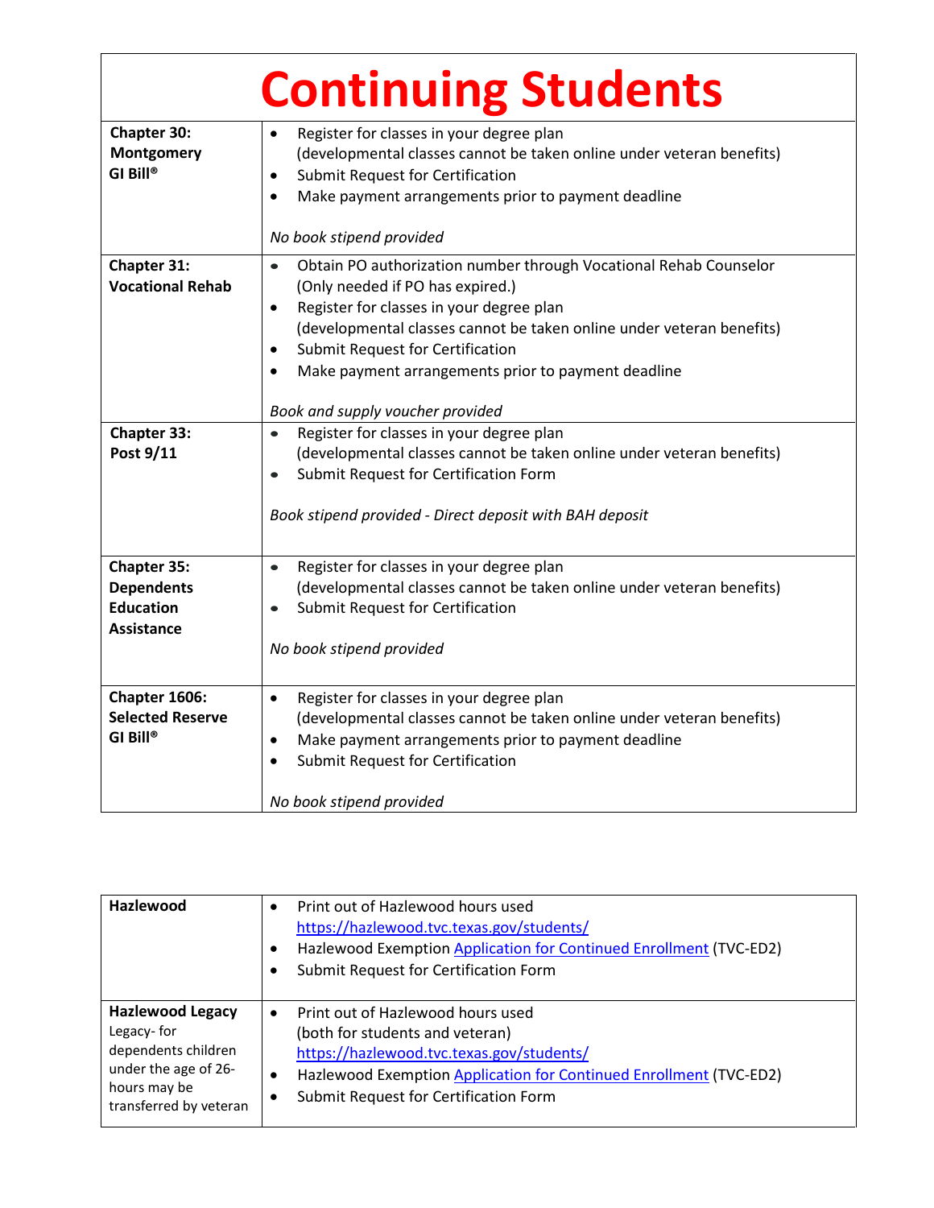# Continuing Students

| | |
|---|---|
| **Chapter 30: Montgomery GI Bill®** | • Register for classes in your degree plan (developmental classes cannot be taken online under veteran benefits)<br>• Submit Request for Certification<br>• Make payment arrangements prior to payment deadline<br><br>*No book stipend provided* |
| **Chapter 31: Vocational Rehab** | • Obtain PO authorization number through Vocational Rehab Counselor (Only needed if PO has expired.)<br>• Register for classes in your degree plan (developmental classes cannot be taken online under veteran benefits)<br>• Submit Request for Certification<br>• Make payment arrangements prior to payment deadline<br><br>*Book and supply voucher provided* |
| **Chapter 33: Post 9/11** | • Register for classes in your degree plan (developmental classes cannot be taken online under veteran benefits)<br>• Submit Request for Certification Form<br><br>*Book stipend provided - Direct deposit with BAH deposit* |
| **Chapter 35: Dependents Education Assistance** | • Register for classes in your degree plan (developmental classes cannot be taken online under veteran benefits)<br>• Submit Request for Certification<br><br>*No book stipend provided* |
| **Chapter 1606: Selected Reserve GI Bill®** | • Register for classes in your degree plan (developmental classes cannot be taken online under veteran benefits)<br>• Make payment arrangements prior to payment deadline<br>• Submit Request for Certification<br><br>*No book stipend provided* |

| | |
|---|---|
| **Hazlewood** | • Print out of Hazlewood hours used https://hazlewood.tvc.texas.gov/students/<br>• Hazlewood Exemption Application for Continued Enrollment (TVC-ED2)<br>• Submit Request for Certification Form |
| **Hazlewood Legacy** Legacy- for dependents children under the age of 26- hours may be transferred by veteran | • Print out of Hazlewood hours used (both for students and veteran) https://hazlewood.tvc.texas.gov/students/<br>• Hazlewood Exemption Application for Continued Enrollment (TVC-ED2)<br>• Submit Request for Certification Form |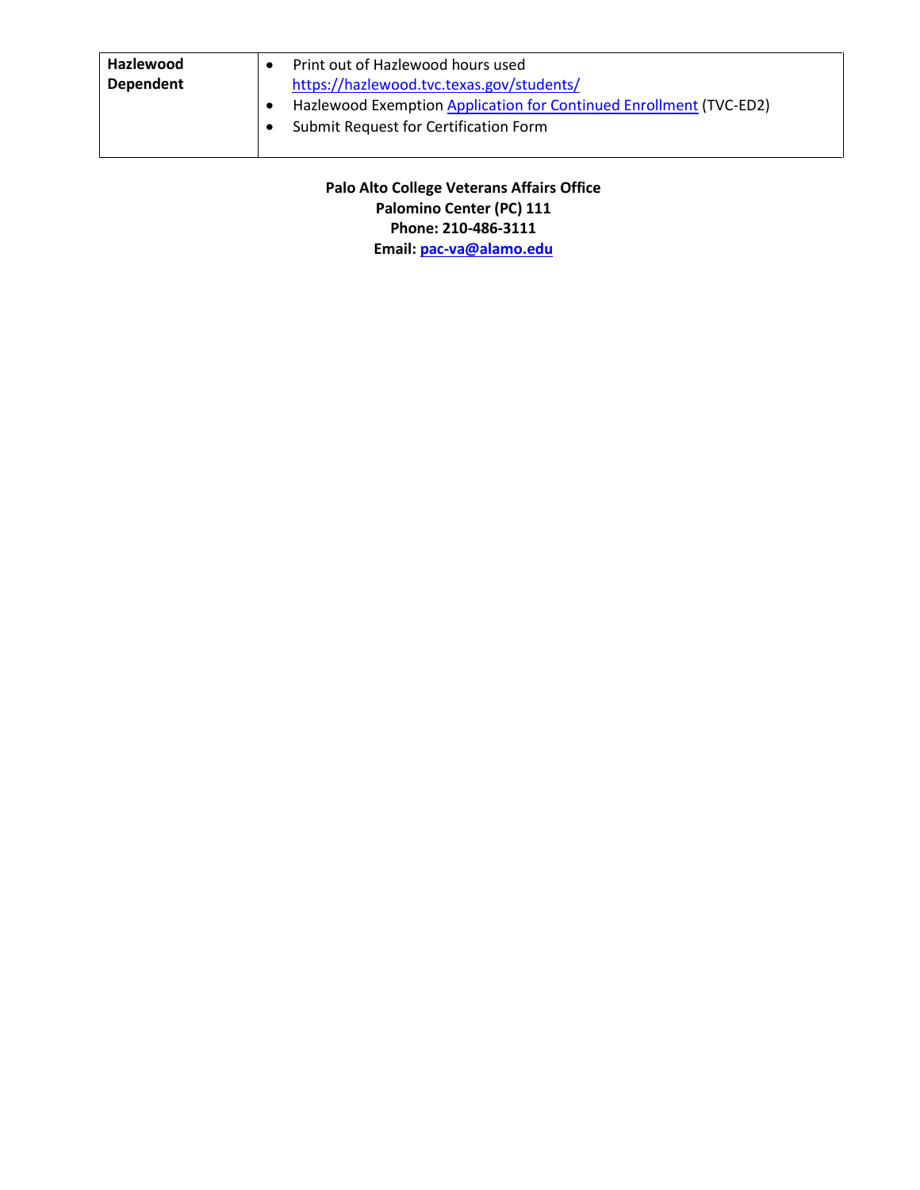| | |
|---|---|
| **Hazlewood Dependent** | • Print out of Hazlewood hours used https://hazlewood.tvc.texas.gov/students/<br>• Hazlewood Exemption Application for Continued Enrollment (TVC-ED2)<br>• Submit Request for Certification Form |

**Palo Alto College Veterans Affairs Office**
**Palomino Center (PC) 111**
**Phone: 210-486-3111**
**Email: pac-va@alamo.edu**